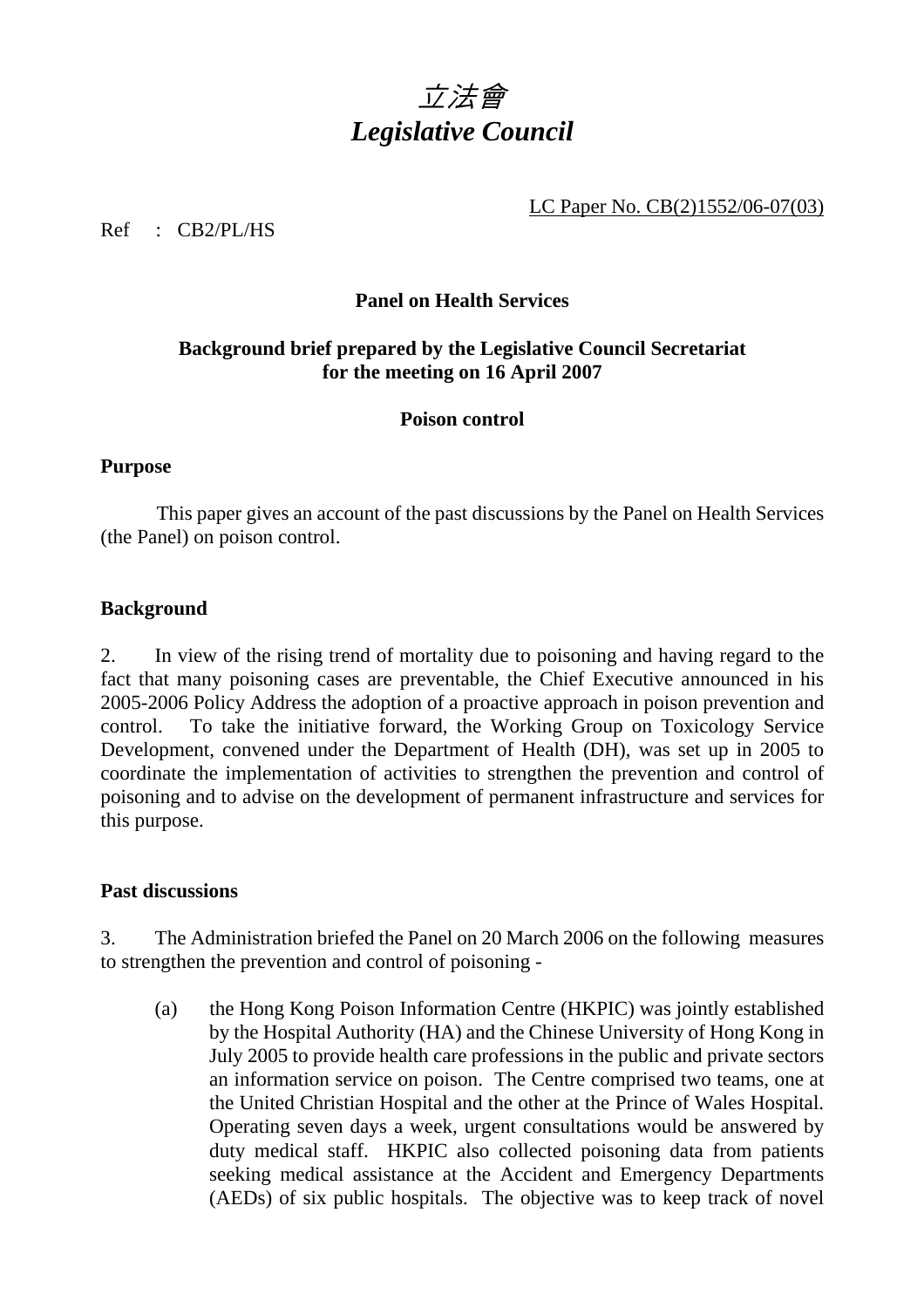# *立法會*
# *Legislative Council*

LC Paper No. CB(2)1552/06-07(03)

Ref : CB2/PL/HS

**Panel on Health Services**

**Background brief prepared by the Legislative Council Secretariat for the meeting on 16 April 2007**

**Poison control**

**Purpose**

This paper gives an account of the past discussions by the Panel on Health Services (the Panel) on poison control.

**Background**

2. In view of the rising trend of mortality due to poisoning and having regard to the fact that many poisoning cases are preventable, the Chief Executive announced in his 2005-2006 Policy Address the adoption of a proactive approach in poison prevention and control. To take the initiative forward, the Working Group on Toxicology Service Development, convened under the Department of Health (DH), was set up in 2005 to coordinate the implementation of activities to strengthen the prevention and control of poisoning and to advise on the development of permanent infrastructure and services for this purpose.

**Past discussions**

3. The Administration briefed the Panel on 20 March 2006 on the following measures to strengthen the prevention and control of poisoning -

(a) the Hong Kong Poison Information Centre (HKPIC) was jointly established by the Hospital Authority (HA) and the Chinese University of Hong Kong in July 2005 to provide health care professions in the public and private sectors an information service on poison. The Centre comprised two teams, one at the United Christian Hospital and the other at the Prince of Wales Hospital. Operating seven days a week, urgent consultations would be answered by duty medical staff. HKPIC also collected poisoning data from patients seeking medical assistance at the Accident and Emergency Departments (AEDs) of six public hospitals. The objective was to keep track of novel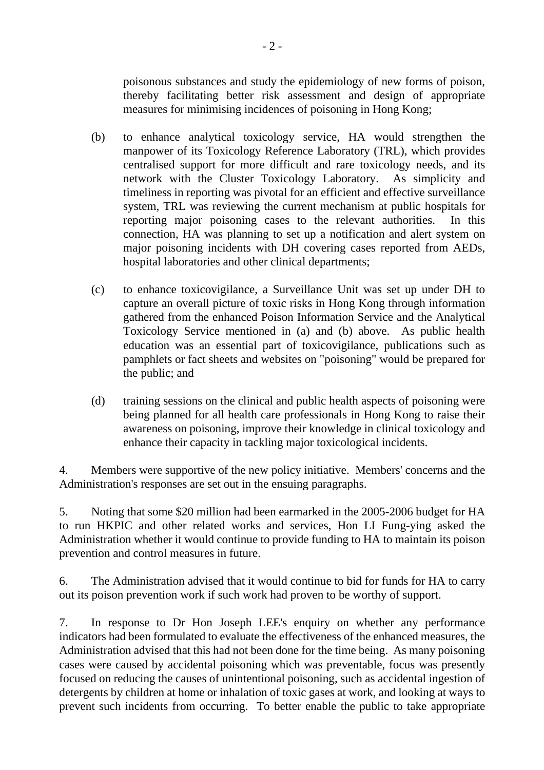poisonous substances and study the epidemiology of new forms of poison, thereby facilitating better risk assessment and design of appropriate measures for minimising incidences of poisoning in Hong Kong;

(b) to enhance analytical toxicology service, HA would strengthen the manpower of its Toxicology Reference Laboratory (TRL), which provides centralised support for more difficult and rare toxicology needs, and its network with the Cluster Toxicology Laboratory. As simplicity and timeliness in reporting was pivotal for an efficient and effective surveillance system, TRL was reviewing the current mechanism at public hospitals for reporting major poisoning cases to the relevant authorities. In this connection, HA was planning to set up a notification and alert system on major poisoning incidents with DH covering cases reported from AEDs, hospital laboratories and other clinical departments;

(c) to enhance toxicovigilance, a Surveillance Unit was set up under DH to capture an overall picture of toxic risks in Hong Kong through information gathered from the enhanced Poison Information Service and the Analytical Toxicology Service mentioned in (a) and (b) above. As public health education was an essential part of toxicovigilance, publications such as pamphlets or fact sheets and websites on "poisoning" would be prepared for the public; and

(d) training sessions on the clinical and public health aspects of poisoning were being planned for all health care professionals in Hong Kong to raise their awareness on poisoning, improve their knowledge in clinical toxicology and enhance their capacity in tackling major toxicological incidents.

4. Members were supportive of the new policy initiative. Members' concerns and the Administration's responses are set out in the ensuing paragraphs.

5. Noting that some $20 million had been earmarked in the 2005-2006 budget for HA to run HKPIC and other related works and services, Hon LI Fung-ying asked the Administration whether it would continue to provide funding to HA to maintain its poison prevention and control measures in future.

6. The Administration advised that it would continue to bid for funds for HA to carry out its poison prevention work if such work had proven to be worthy of support.

7. In response to Dr Hon Joseph LEE's enquiry on whether any performance indicators had been formulated to evaluate the effectiveness of the enhanced measures, the Administration advised that this had not been done for the time being. As many poisoning cases were caused by accidental poisoning which was preventable, focus was presently focused on reducing the causes of unintentional poisoning, such as accidental ingestion of detergents by children at home or inhalation of toxic gases at work, and looking at ways to prevent such incidents from occurring. To better enable the public to take appropriate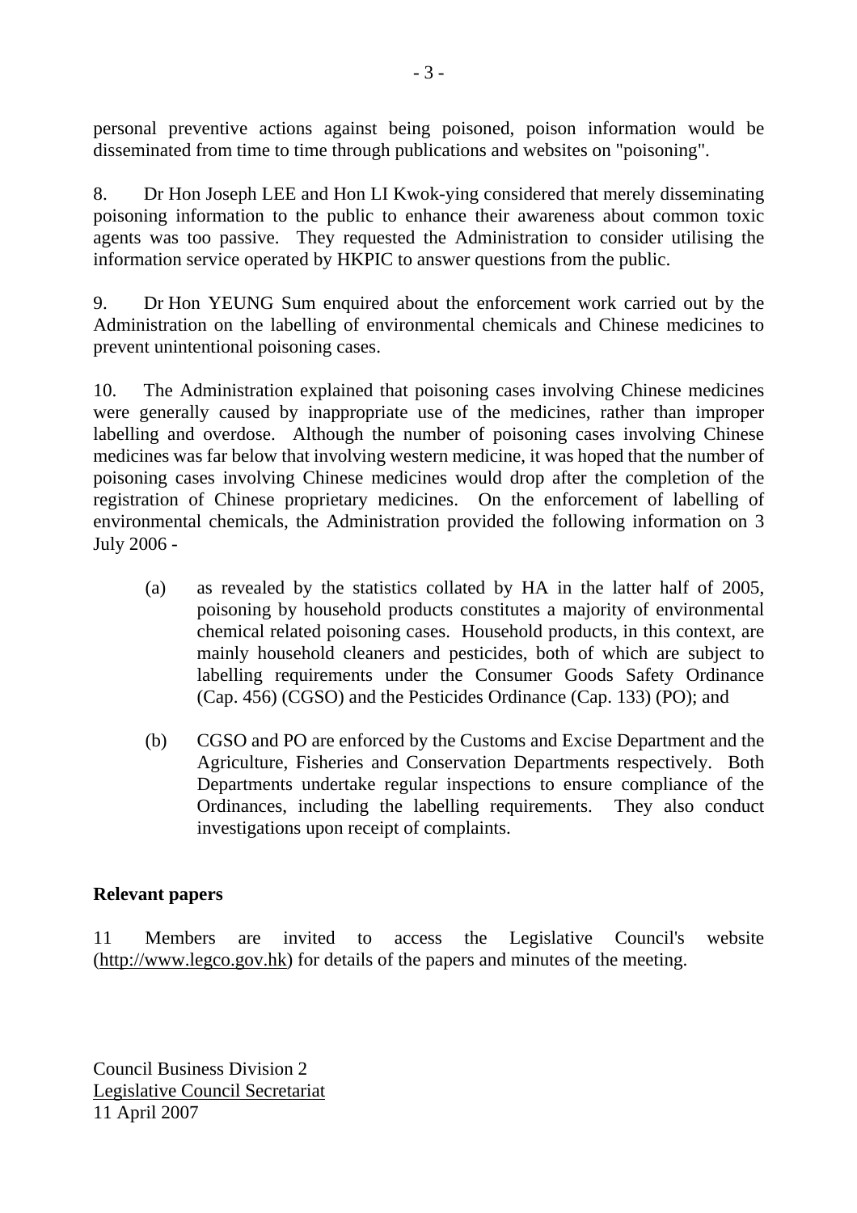personal preventive actions against being poisoned, poison information would be disseminated from time to time through publications and websites on "poisoning".

8. Dr Hon Joseph LEE and Hon LI Kwok-ying considered that merely disseminating poisoning information to the public to enhance their awareness about common toxic agents was too passive. They requested the Administration to consider utilising the information service operated by HKPIC to answer questions from the public.

9. Dr Hon YEUNG Sum enquired about the enforcement work carried out by the Administration on the labelling of environmental chemicals and Chinese medicines to prevent unintentional poisoning cases.

10. The Administration explained that poisoning cases involving Chinese medicines were generally caused by inappropriate use of the medicines, rather than improper labelling and overdose. Although the number of poisoning cases involving Chinese medicines was far below that involving western medicine, it was hoped that the number of poisoning cases involving Chinese medicines would drop after the completion of the registration of Chinese proprietary medicines. On the enforcement of labelling of environmental chemicals, the Administration provided the following information on 3 July 2006 -

(a) as revealed by the statistics collated by HA in the latter half of 2005, poisoning by household products constitutes a majority of environmental chemical related poisoning cases. Household products, in this context, are mainly household cleaners and pesticides, both of which are subject to labelling requirements under the Consumer Goods Safety Ordinance (Cap. 456) (CGSO) and the Pesticides Ordinance (Cap. 133) (PO); and

(b) CGSO and PO are enforced by the Customs and Excise Department and the Agriculture, Fisheries and Conservation Departments respectively. Both Departments undertake regular inspections to ensure compliance of the Ordinances, including the labelling requirements. They also conduct investigations upon receipt of complaints.

**Relevant papers**

11 Members are invited to access the Legislative Council's website (http://www.legco.gov.hk) for details of the papers and minutes of the meeting.

Council Business Division 2
Legislative Council Secretariat
11 April 2007